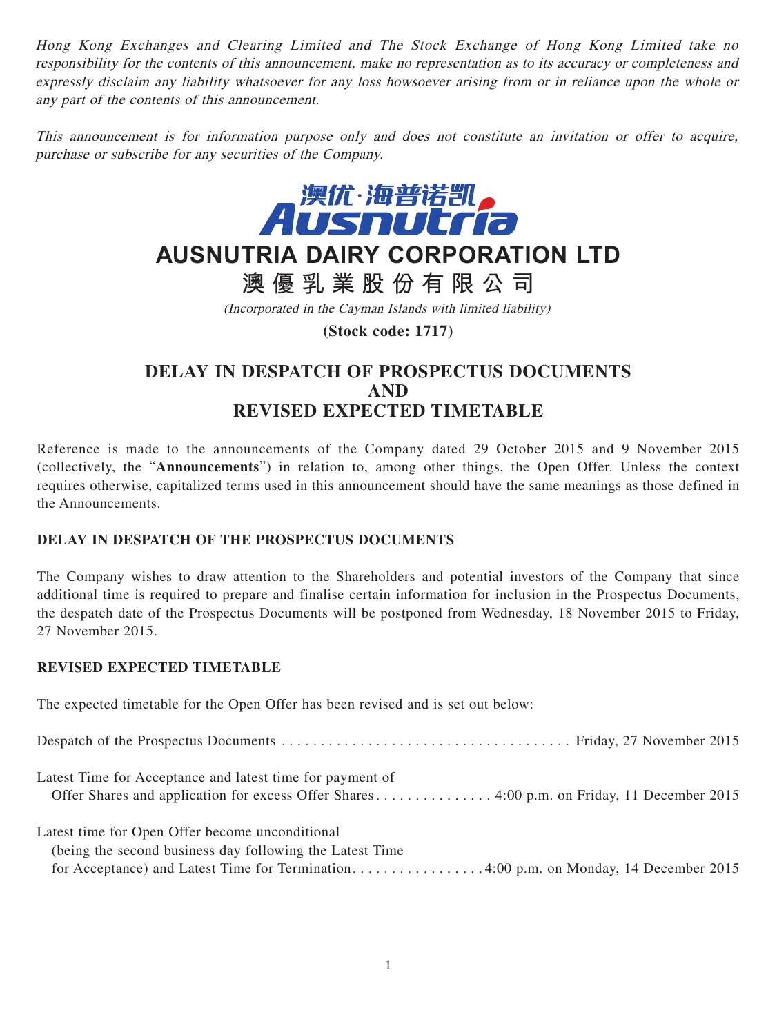*Hong Kong Exchanges and Clearing Limited and The Stock Exchange of Hong Kong Limited take no responsibility for the contents of this announcement, make no representation as to its accuracy or completeness and expressly disclaim any liability whatsoever for any loss howsoever arising from or in reliance upon the whole or any part of the contents of this announcement.*

*This announcement is for information purpose only and does not constitute an invitation or offer to acquire, purchase or subscribe for any securities of the Company.*

澳优·海普诺凯
Ausnutria

# AUSNUTRIA DAIRY CORPORATION LTD
# 澳優乳業股份有限公司

*(Incorporated in the Cayman Islands with limited liability)*

**(Stock code: 1717)**

## DELAY IN DESPATCH OF PROSPECTUS DOCUMENTS AND REVISED EXPECTED TIMETABLE

Reference is made to the announcements of the Company dated 29 October 2015 and 9 November 2015 (collectively, the "**Announcements**") in relation to, among other things, the Open Offer. Unless the context requires otherwise, capitalized terms used in this announcement should have the same meanings as those defined in the Announcements.

### DELAY IN DESPATCH OF THE PROSPECTUS DOCUMENTS

The Company wishes to draw attention to the Shareholders and potential investors of the Company that since additional time is required to prepare and finalise certain information for inclusion in the Prospectus Documents, the despatch date of the Prospectus Documents will be postponed from Wednesday, 18 November 2015 to Friday, 27 November 2015.

### REVISED EXPECTED TIMETABLE

The expected timetable for the Open Offer has been revised and is set out below:

| | |
|---|---|
| Despatch of the Prospectus Documents | Friday, 27 November 2015 |
| Latest Time for Acceptance and latest time for payment of Offer Shares and application for excess Offer Shares | 4:00 p.m. on Friday, 11 December 2015 |
| Latest time for Open Offer become unconditional (being the second business day following the Latest Time for Acceptance) and Latest Time for Termination | 4:00 p.m. on Monday, 14 December 2015 |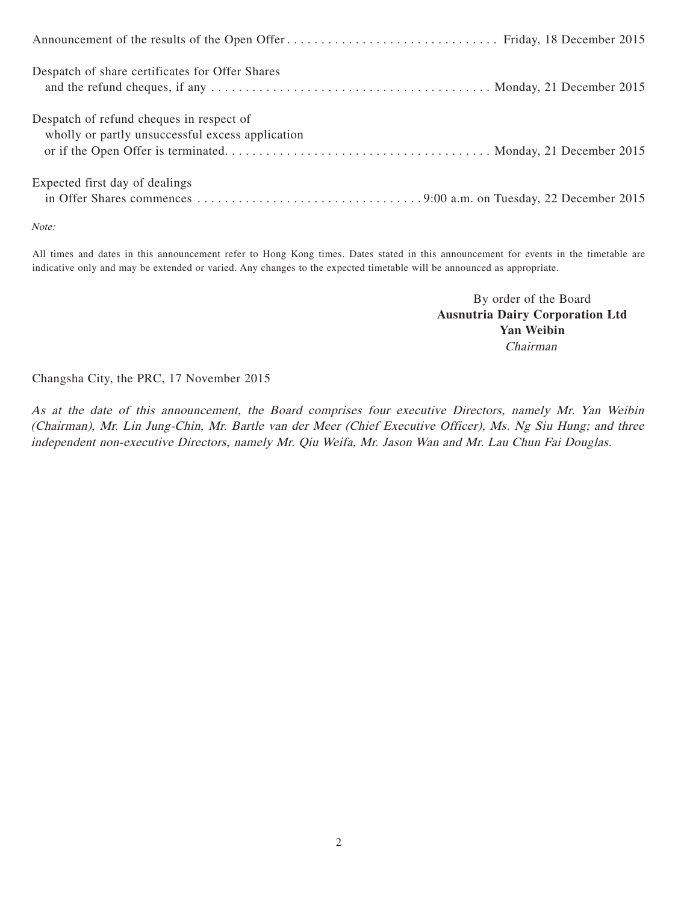| | |
|---|---|
| Announcement of the results of the Open Offer | Friday, 18 December 2015 |
| Despatch of share certificates for Offer Shares and the refund cheques, if any | Monday, 21 December 2015 |
| Despatch of refund cheques in respect of wholly or partly unsuccessful excess application or if the Open Offer is terminated | Monday, 21 December 2015 |
| Expected first day of dealings in Offer Shares commences | 9:00 a.m. on Tuesday, 22 December 2015 |

*Note:*

All times and dates in this announcement refer to Hong Kong times. Dates stated in this announcement for events in the timetable are indicative only and may be extended or varied. Any changes to the expected timetable will be announced as appropriate.

By order of the Board
**Ausnutria Dairy Corporation Ltd**
**Yan Weibin**
*Chairman*

Changsha City, the PRC, 17 November 2015

*As at the date of this announcement, the Board comprises four executive Directors, namely Mr. Yan Weibin (Chairman), Mr. Lin Jung-Chin, Mr. Bartle van der Meer (Chief Executive Officer), Ms. Ng Siu Hung; and three independent non-executive Directors, namely Mr. Qiu Weifa, Mr. Jason Wan and Mr. Lau Chun Fai Douglas.*